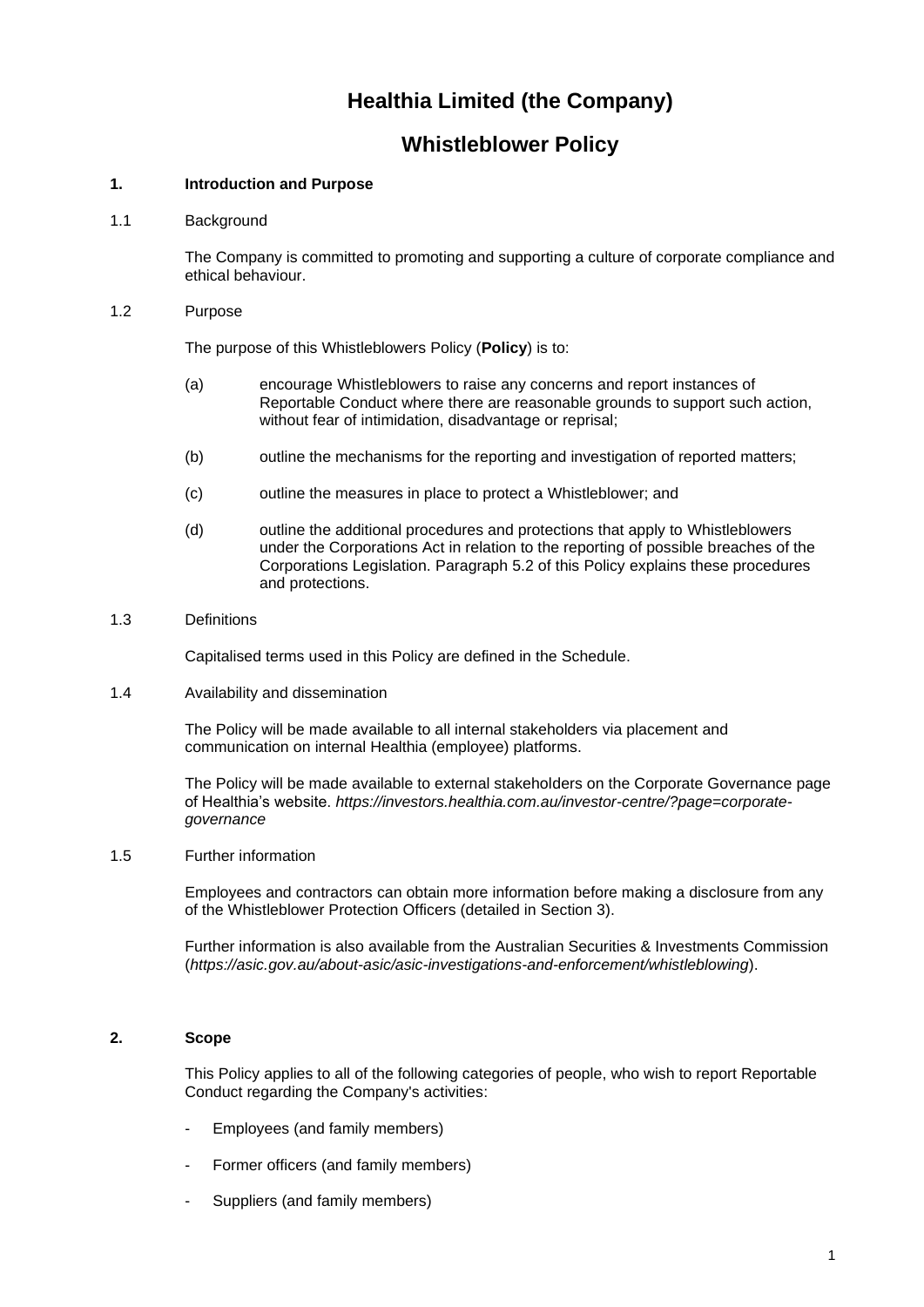# Healthia Limited (the Company)

# Whistleblower Policy

## 1. Introduction and Purpose

### 1.1 Background

The Company is committed to promoting and supporting a culture of corporate compliance and ethical behaviour.

### 1.2 Purpose

The purpose of this Whistleblowers Policy (**Policy**) is to:

(a) encourage Whistleblowers to raise any concerns and report instances of Reportable Conduct where there are reasonable grounds to support such action, without fear of intimidation, disadvantage or reprisal;

(b) outline the mechanisms for the reporting and investigation of reported matters;

(c) outline the measures in place to protect a Whistleblower; and

(d) outline the additional procedures and protections that apply to Whistleblowers under the Corporations Act in relation to the reporting of possible breaches of the Corporations Legislation. Paragraph 5.2 of this Policy explains these procedures and protections.

### 1.3 Definitions

Capitalised terms used in this Policy are defined in the Schedule.

### 1.4 Availability and dissemination

The Policy will be made available to all internal stakeholders via placement and communication on internal Healthia (employee) platforms.

The Policy will be made available to external stakeholders on the Corporate Governance page of Healthia's website. *https://investors.healthia.com.au/investor-centre/?page=corporate-governance*

### 1.5 Further information

Employees and contractors can obtain more information before making a disclosure from any of the Whistleblower Protection Officers (detailed in Section 3).

Further information is also available from the Australian Securities & Investments Commission (*https://asic.gov.au/about-asic/asic-investigations-and-enforcement/whistleblowing*).

## 2. Scope

This Policy applies to all of the following categories of people, who wish to report Reportable Conduct regarding the Company's activities:

- Employees (and family members)
- Former officers (and family members)
- Suppliers (and family members)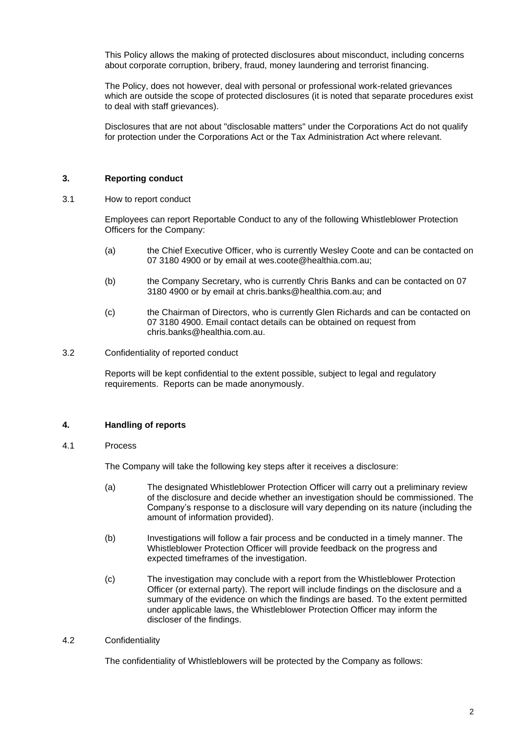This Policy allows the making of protected disclosures about misconduct, including concerns about corporate corruption, bribery, fraud, money laundering and terrorist financing.

The Policy, does not however, deal with personal or professional work-related grievances which are outside the scope of protected disclosures (it is noted that separate procedures exist to deal with staff grievances).

Disclosures that are not about "disclosable matters" under the Corporations Act do not qualify for protection under the Corporations Act or the Tax Administration Act where relevant.

## 3. Reporting conduct

### 3.1 How to report conduct

Employees can report Reportable Conduct to any of the following Whistleblower Protection Officers for the Company:

(a) the Chief Executive Officer, who is currently Wesley Coote and can be contacted on 07 3180 4900 or by email at wes.coote@healthia.com.au;

(b) the Company Secretary, who is currently Chris Banks and can be contacted on 07 3180 4900 or by email at chris.banks@healthia.com.au; and

(c) the Chairman of Directors, who is currently Glen Richards and can be contacted on 07 3180 4900. Email contact details can be obtained on request from chris.banks@healthia.com.au.

### 3.2 Confidentiality of reported conduct

Reports will be kept confidential to the extent possible, subject to legal and regulatory requirements. Reports can be made anonymously.

## 4. Handling of reports

### 4.1 Process

The Company will take the following key steps after it receives a disclosure:

(a) The designated Whistleblower Protection Officer will carry out a preliminary review of the disclosure and decide whether an investigation should be commissioned. The Company's response to a disclosure will vary depending on its nature (including the amount of information provided).

(b) Investigations will follow a fair process and be conducted in a timely manner. The Whistleblower Protection Officer will provide feedback on the progress and expected timeframes of the investigation.

(c) The investigation may conclude with a report from the Whistleblower Protection Officer (or external party). The report will include findings on the disclosure and a summary of the evidence on which the findings are based. To the extent permitted under applicable laws, the Whistleblower Protection Officer may inform the discloser of the findings.

### 4.2 Confidentiality

The confidentiality of Whistleblowers will be protected by the Company as follows: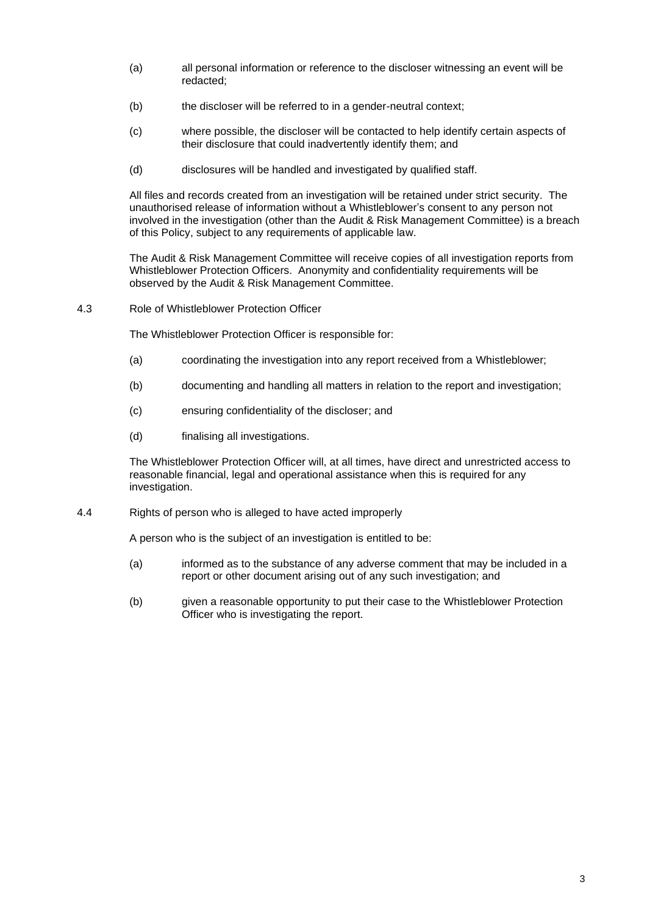(a) all personal information or reference to the discloser witnessing an event will be redacted;

(b) the discloser will be referred to in a gender-neutral context;

(c) where possible, the discloser will be contacted to help identify certain aspects of their disclosure that could inadvertently identify them; and

(d) disclosures will be handled and investigated by qualified staff.

All files and records created from an investigation will be retained under strict security. The unauthorised release of information without a Whistleblower's consent to any person not involved in the investigation (other than the Audit & Risk Management Committee) is a breach of this Policy, subject to any requirements of applicable law.

The Audit & Risk Management Committee will receive copies of all investigation reports from Whistleblower Protection Officers. Anonymity and confidentiality requirements will be observed by the Audit & Risk Management Committee.

### 4.3 Role of Whistleblower Protection Officer

The Whistleblower Protection Officer is responsible for:

(a) coordinating the investigation into any report received from a Whistleblower;

(b) documenting and handling all matters in relation to the report and investigation;

(c) ensuring confidentiality of the discloser; and

(d) finalising all investigations.

The Whistleblower Protection Officer will, at all times, have direct and unrestricted access to reasonable financial, legal and operational assistance when this is required for any investigation.

### 4.4 Rights of person who is alleged to have acted improperly

A person who is the subject of an investigation is entitled to be:

(a) informed as to the substance of any adverse comment that may be included in a report or other document arising out of any such investigation; and

(b) given a reasonable opportunity to put their case to the Whistleblower Protection Officer who is investigating the report.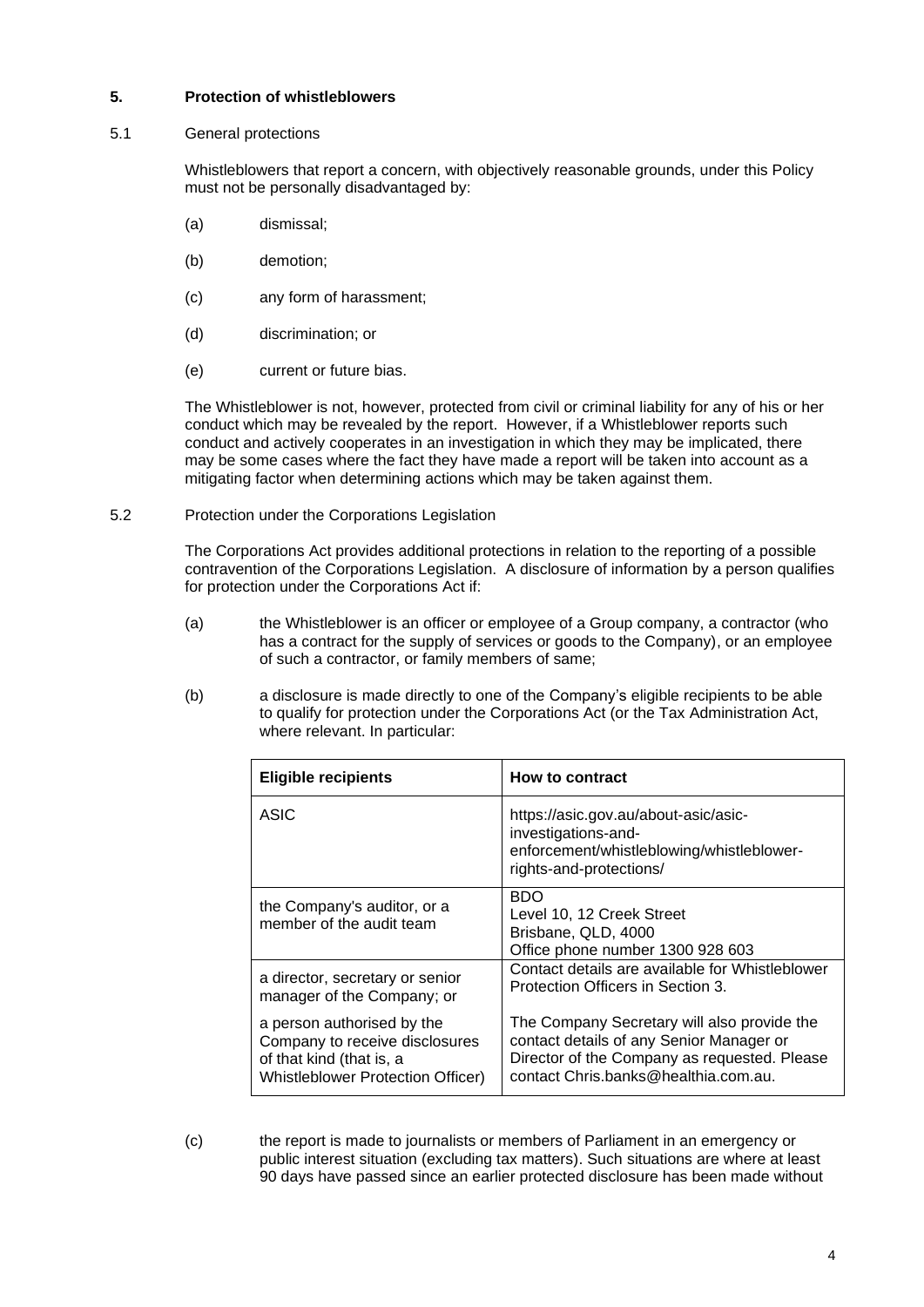## 5. Protection of whistleblowers

### 5.1 General protections

Whistleblowers that report a concern, with objectively reasonable grounds, under this Policy must not be personally disadvantaged by:

(a) dismissal;

(b) demotion;

(c) any form of harassment;

(d) discrimination; or

(e) current or future bias.

The Whistleblower is not, however, protected from civil or criminal liability for any of his or her conduct which may be revealed by the report. However, if a Whistleblower reports such conduct and actively cooperates in an investigation in which they may be implicated, there may be some cases where the fact they have made a report will be taken into account as a mitigating factor when determining actions which may be taken against them.

### 5.2 Protection under the Corporations Legislation

The Corporations Act provides additional protections in relation to the reporting of a possible contravention of the Corporations Legislation. A disclosure of information by a person qualifies for protection under the Corporations Act if:

(a) the Whistleblower is an officer or employee of a Group company, a contractor (who has a contract for the supply of services or goods to the Company), or an employee of such a contractor, or family members of same;

(b) a disclosure is made directly to one of the Company's eligible recipients to be able to qualify for protection under the Corporations Act (or the Tax Administration Act, where relevant. In particular:

| Eligible recipients | How to contract |
|---|---|
| ASIC | https://asic.gov.au/about-asic/asic-investigations-and-enforcement/whistleblowing/whistleblower-rights-and-protections/ |
| the Company's auditor, or a member of the audit team | BDO<br>Level 10, 12 Creek Street<br>Brisbane, QLD, 4000<br>Office phone number 1300 928 603 |
| a director, secretary or senior manager of the Company; or<br><br>a person authorised by the Company to receive disclosures of that kind (that is, a Whistleblower Protection Officer) | Contact details are available for Whistleblower Protection Officers in Section 3.<br><br>The Company Secretary will also provide the contact details of any Senior Manager or Director of the Company as requested. Please contact Chris.banks@healthia.com.au. |

(c) the report is made to journalists or members of Parliament in an emergency or public interest situation (excluding tax matters). Such situations are where at least 90 days have passed since an earlier protected disclosure has been made without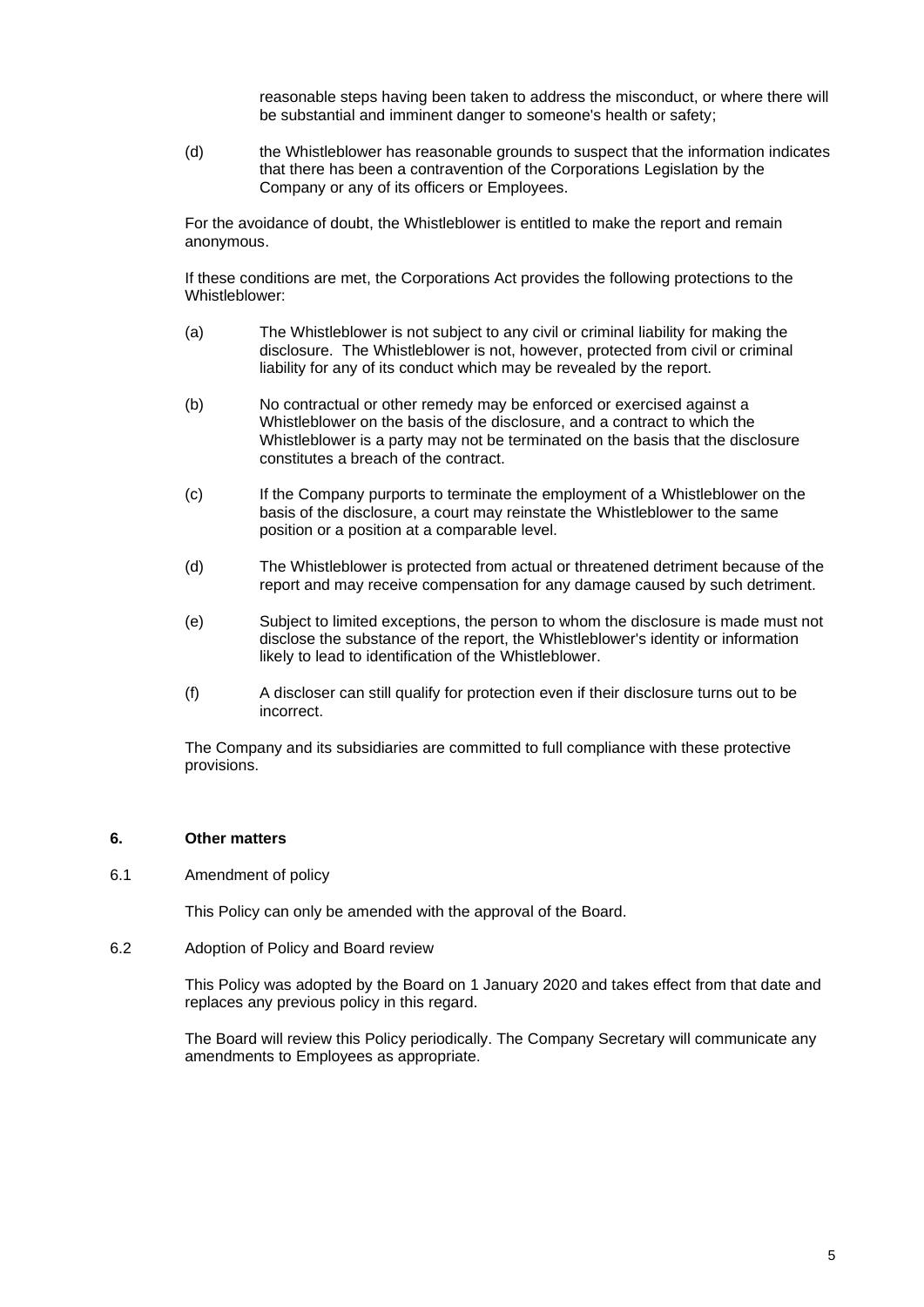reasonable steps having been taken to address the misconduct, or where there will be substantial and imminent danger to someone's health or safety;

(d) the Whistleblower has reasonable grounds to suspect that the information indicates that there has been a contravention of the Corporations Legislation by the Company or any of its officers or Employees.

For the avoidance of doubt, the Whistleblower is entitled to make the report and remain anonymous.

If these conditions are met, the Corporations Act provides the following protections to the Whistleblower:

(a) The Whistleblower is not subject to any civil or criminal liability for making the disclosure. The Whistleblower is not, however, protected from civil or criminal liability for any of its conduct which may be revealed by the report.

(b) No contractual or other remedy may be enforced or exercised against a Whistleblower on the basis of the disclosure, and a contract to which the Whistleblower is a party may not be terminated on the basis that the disclosure constitutes a breach of the contract.

(c) If the Company purports to terminate the employment of a Whistleblower on the basis of the disclosure, a court may reinstate the Whistleblower to the same position or a position at a comparable level.

(d) The Whistleblower is protected from actual or threatened detriment because of the report and may receive compensation for any damage caused by such detriment.

(e) Subject to limited exceptions, the person to whom the disclosure is made must not disclose the substance of the report, the Whistleblower's identity or information likely to lead to identification of the Whistleblower.

(f) A discloser can still qualify for protection even if their disclosure turns out to be incorrect.

The Company and its subsidiaries are committed to full compliance with these protective provisions.

## 6. Other matters

6.1 Amendment of policy

This Policy can only be amended with the approval of the Board.

6.2 Adoption of Policy and Board review

This Policy was adopted by the Board on 1 January 2020 and takes effect from that date and replaces any previous policy in this regard.

The Board will review this Policy periodically. The Company Secretary will communicate any amendments to Employees as appropriate.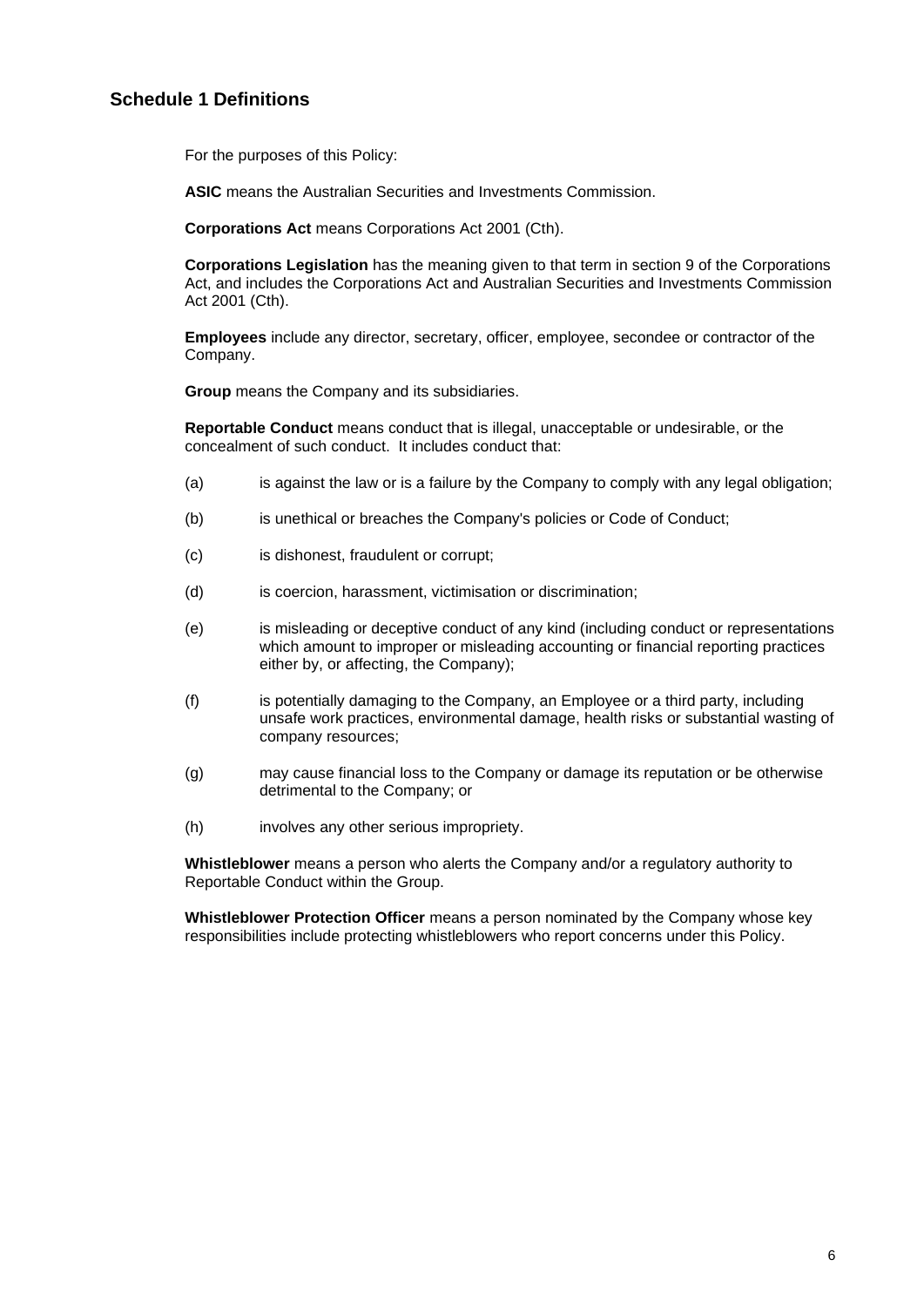## Schedule 1 Definitions

For the purposes of this Policy:

**ASIC** means the Australian Securities and Investments Commission.

**Corporations Act** means Corporations Act 2001 (Cth).

**Corporations Legislation** has the meaning given to that term in section 9 of the Corporations Act, and includes the Corporations Act and Australian Securities and Investments Commission Act 2001 (Cth).

**Employees** include any director, secretary, officer, employee, secondee or contractor of the Company.

**Group** means the Company and its subsidiaries.

**Reportable Conduct** means conduct that is illegal, unacceptable or undesirable, or the concealment of such conduct. It includes conduct that:

(a) is against the law or is a failure by the Company to comply with any legal obligation;

(b) is unethical or breaches the Company's policies or Code of Conduct;

(c) is dishonest, fraudulent or corrupt;

(d) is coercion, harassment, victimisation or discrimination;

(e) is misleading or deceptive conduct of any kind (including conduct or representations which amount to improper or misleading accounting or financial reporting practices either by, or affecting, the Company);

(f) is potentially damaging to the Company, an Employee or a third party, including unsafe work practices, environmental damage, health risks or substantial wasting of company resources;

(g) may cause financial loss to the Company or damage its reputation or be otherwise detrimental to the Company; or

(h) involves any other serious impropriety.

**Whistleblower** means a person who alerts the Company and/or a regulatory authority to Reportable Conduct within the Group.

**Whistleblower Protection Officer** means a person nominated by the Company whose key responsibilities include protecting whistleblowers who report concerns under this Policy.